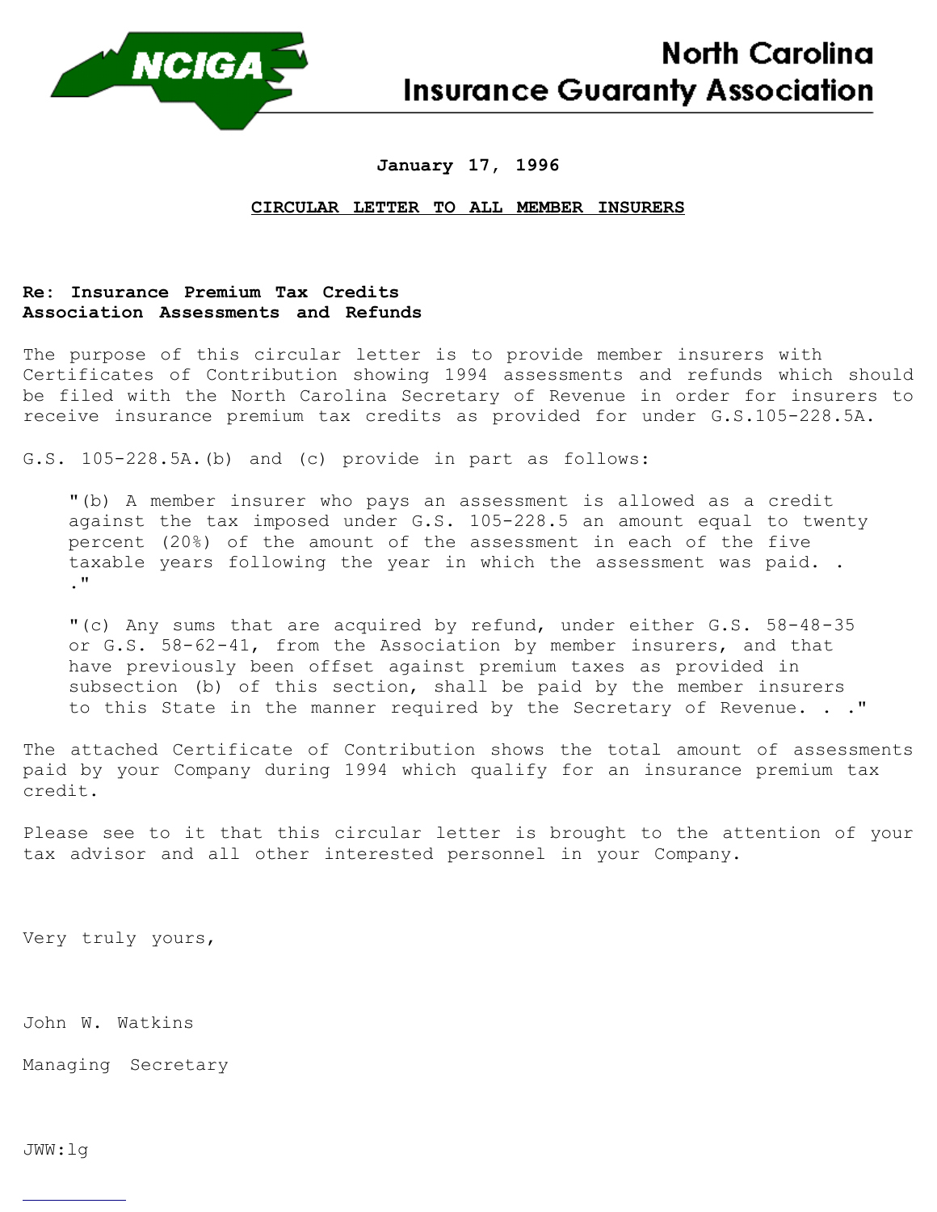# North Carolina Insurance Guaranty Association

January 17, 1996

**CIRCULAR LETTER TO ALL MEMBER INSURERS**

**Re: Insurance Premium Tax Credits**
**Association Assessments and Refunds**

The purpose of this circular letter is to provide member insurers with Certificates of Contribution showing 1994 assessments and refunds which should be filed with the North Carolina Secretary of Revenue in order for insurers to receive insurance premium tax credits as provided for under G.S.105-228.5A.

G.S. 105-228.5A.(b) and (c) provide in part as follows:

> "(b) A member insurer who pays an assessment is allowed as a credit against the tax imposed under G.S. 105-228.5 an amount equal to twenty percent (20%) of the amount of the assessment in each of the five taxable years following the year in which the assessment was paid. . ."
>
> "(c) Any sums that are acquired by refund, under either G.S. 58-48-35 or G.S. 58-62-41, from the Association by member insurers, and that have previously been offset against premium taxes as provided in subsection (b) of this section, shall be paid by the member insurers to this State in the manner required by the Secretary of Revenue. . ."

The attached Certificate of Contribution shows the total amount of assessments paid by your Company during 1994 which qualify for an insurance premium tax credit.

Please see to it that this circular letter is brought to the attention of your tax advisor and all other interested personnel in your Company.

Very truly yours,

John W. Watkins

Managing Secretary

JWW:lg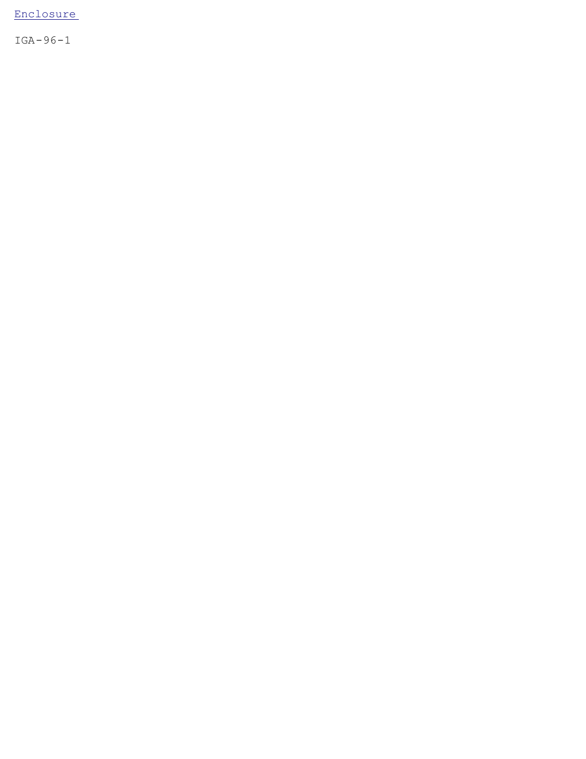[Enclosure](#)

IGA-96-1